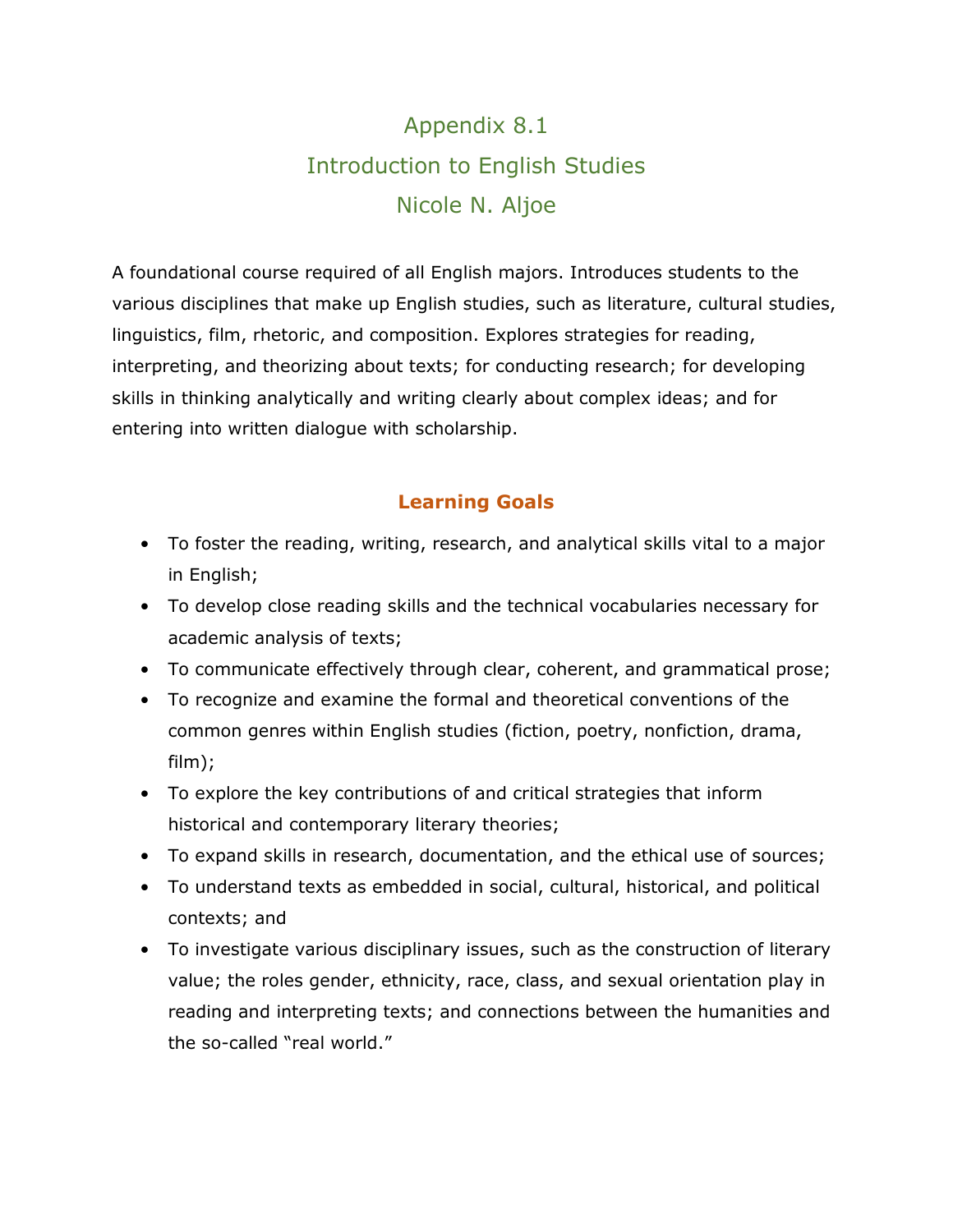# Appendix 8.1
# Introduction to English Studies
# Nicole N. Aljoe

A foundational course required of all English majors. Introduces students to the various disciplines that make up English studies, such as literature, cultural studies, linguistics, film, rhetoric, and composition. Explores strategies for reading, interpreting, and theorizing about texts; for conducting research; for developing skills in thinking analytically and writing clearly about complex ideas; and for entering into written dialogue with scholarship.

## Learning Goals

- To foster the reading, writing, research, and analytical skills vital to a major in English;
- To develop close reading skills and the technical vocabularies necessary for academic analysis of texts;
- To communicate effectively through clear, coherent, and grammatical prose;
- To recognize and examine the formal and theoretical conventions of the common genres within English studies (fiction, poetry, nonfiction, drama, film);
- To explore the key contributions of and critical strategies that inform historical and contemporary literary theories;
- To expand skills in research, documentation, and the ethical use of sources;
- To understand texts as embedded in social, cultural, historical, and political contexts; and
- To investigate various disciplinary issues, such as the construction of literary value; the roles gender, ethnicity, race, class, and sexual orientation play in reading and interpreting texts; and connections between the humanities and the so-called "real world."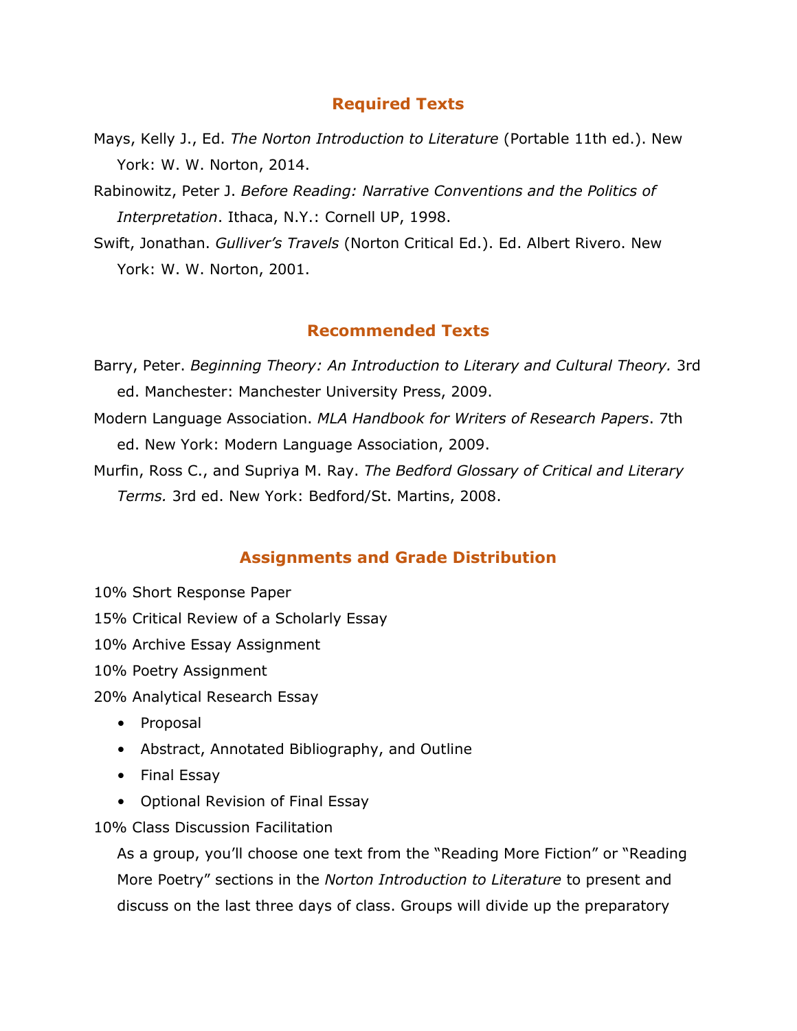## Required Texts

Mays, Kelly J., Ed. *The Norton Introduction to Literature* (Portable 11th ed.). New York: W. W. Norton, 2014.

Rabinowitz, Peter J. *Before Reading: Narrative Conventions and the Politics of Interpretation*. Ithaca, N.Y.: Cornell UP, 1998.

Swift, Jonathan. *Gulliver's Travels* (Norton Critical Ed.). Ed. Albert Rivero. New York: W. W. Norton, 2001.

## Recommended Texts

Barry, Peter. *Beginning Theory: An Introduction to Literary and Cultural Theory.* 3rd ed. Manchester: Manchester University Press, 2009.

Modern Language Association. *MLA Handbook for Writers of Research Papers*. 7th ed. New York: Modern Language Association, 2009.

Murfin, Ross C., and Supriya M. Ray. *The Bedford Glossary of Critical and Literary Terms.* 3rd ed. New York: Bedford/St. Martins, 2008.

## Assignments and Grade Distribution

10% Short Response Paper

15% Critical Review of a Scholarly Essay

10% Archive Essay Assignment

10% Poetry Assignment

20% Analytical Research Essay

- Proposal
- Abstract, Annotated Bibliography, and Outline
- Final Essay
- Optional Revision of Final Essay

10% Class Discussion Facilitation

As a group, you'll choose one text from the "Reading More Fiction" or "Reading More Poetry" sections in the *Norton Introduction to Literature* to present and discuss on the last three days of class. Groups will divide up the preparatory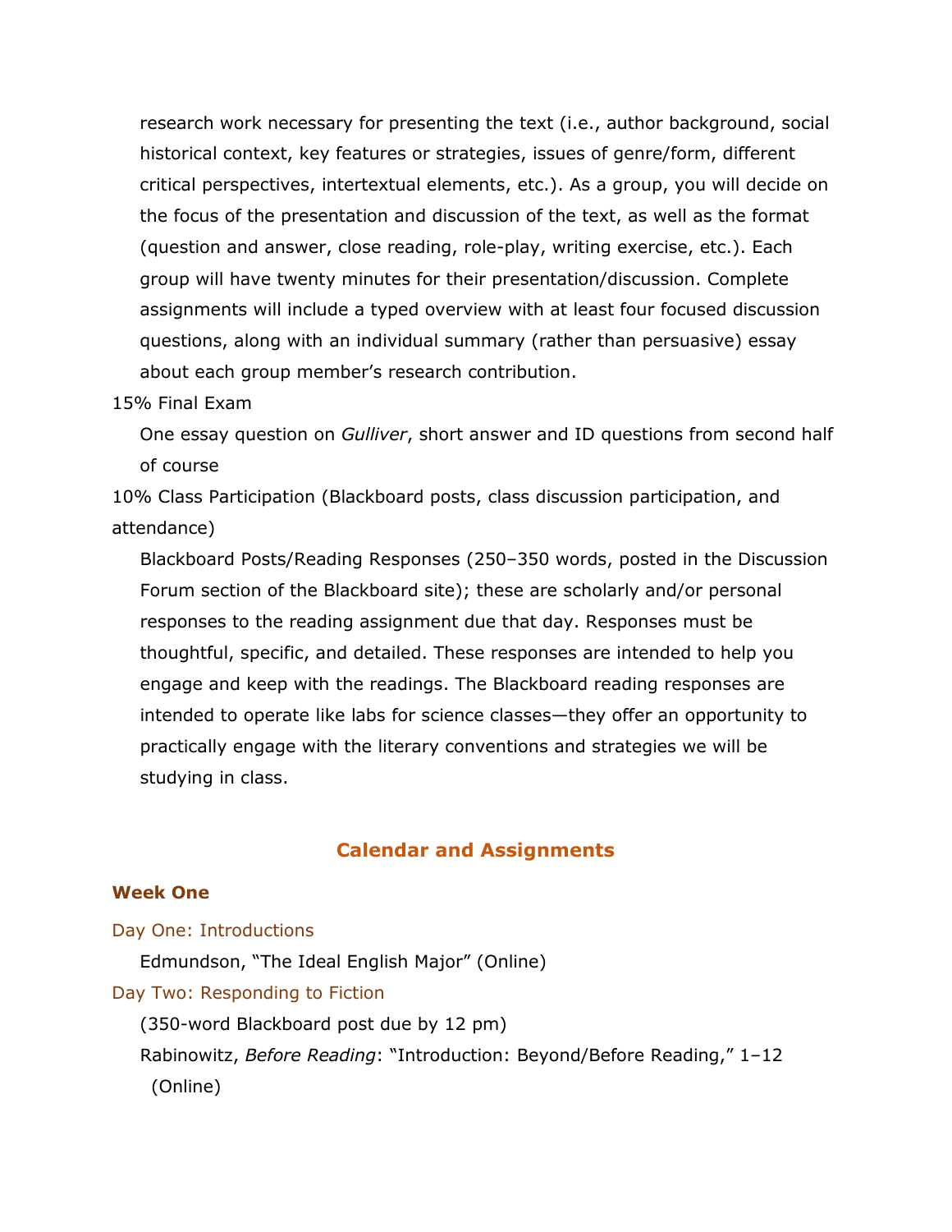research work necessary for presenting the text (i.e., author background, social historical context, key features or strategies, issues of genre/form, different critical perspectives, intertextual elements, etc.). As a group, you will decide on the focus of the presentation and discussion of the text, as well as the format (question and answer, close reading, role-play, writing exercise, etc.). Each group will have twenty minutes for their presentation/discussion. Complete assignments will include a typed overview with at least four focused discussion questions, along with an individual summary (rather than persuasive) essay about each group member's research contribution.

15% Final Exam

One essay question on *Gulliver*, short answer and ID questions from second half of course

10% Class Participation (Blackboard posts, class discussion participation, and attendance)

Blackboard Posts/Reading Responses (250–350 words, posted in the Discussion Forum section of the Blackboard site); these are scholarly and/or personal responses to the reading assignment due that day. Responses must be thoughtful, specific, and detailed. These responses are intended to help you engage and keep with the readings. The Blackboard reading responses are intended to operate like labs for science classes—they offer an opportunity to practically engage with the literary conventions and strategies we will be studying in class.

## Calendar and Assignments

### Week One

Day One: Introductions

Edmundson, "The Ideal English Major" (Online)

Day Two: Responding to Fiction

(350-word Blackboard post due by 12 pm)

Rabinowitz, *Before Reading*: "Introduction: Beyond/Before Reading," 1–12 (Online)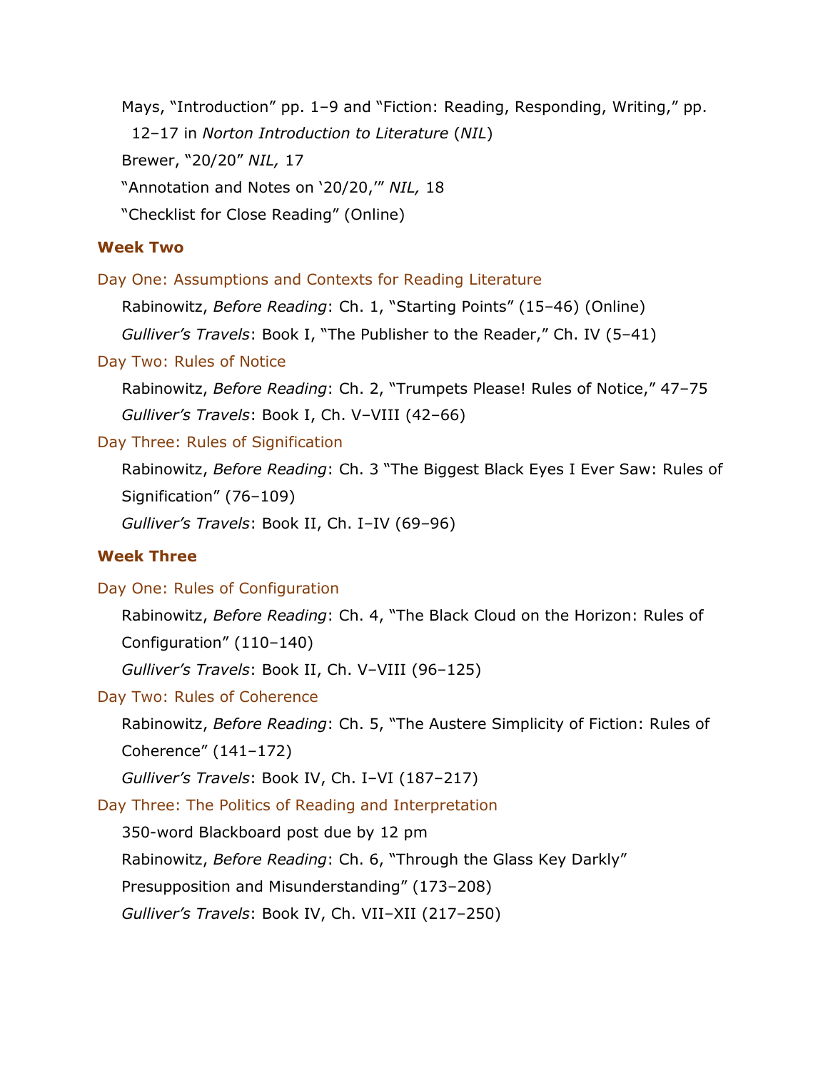Mays, "Introduction" pp. 1–9 and "Fiction: Reading, Responding, Writing," pp. 12–17 in *Norton Introduction to Literature* (*NIL*)

Brewer, "20/20" *NIL,* 17

"Annotation and Notes on '20/20,'" *NIL,* 18

"Checklist for Close Reading" (Online)

### Week Two

#### Day One: Assumptions and Contexts for Reading Literature

Rabinowitz, *Before Reading*: Ch. 1, "Starting Points" (15–46) (Online)

*Gulliver's Travels*: Book I, "The Publisher to the Reader," Ch. IV (5–41)

#### Day Two: Rules of Notice

Rabinowitz, *Before Reading*: Ch. 2, "Trumpets Please! Rules of Notice," 47–75

*Gulliver's Travels*: Book I, Ch. V–VIII (42–66)

#### Day Three: Rules of Signification

Rabinowitz, *Before Reading*: Ch. 3 "The Biggest Black Eyes I Ever Saw: Rules of Signification" (76–109)

*Gulliver's Travels*: Book II, Ch. I–IV (69–96)

### Week Three

#### Day One: Rules of Configuration

Rabinowitz, *Before Reading*: Ch. 4, "The Black Cloud on the Horizon: Rules of Configuration" (110–140)

*Gulliver's Travels*: Book II, Ch. V–VIII (96–125)

#### Day Two: Rules of Coherence

Rabinowitz, *Before Reading*: Ch. 5, "The Austere Simplicity of Fiction: Rules of Coherence" (141–172)

*Gulliver's Travels*: Book IV, Ch. I–VI (187–217)

#### Day Three: The Politics of Reading and Interpretation

350-word Blackboard post due by 12 pm

Rabinowitz, *Before Reading*: Ch. 6, "Through the Glass Key Darkly" Presupposition and Misunderstanding" (173–208)

*Gulliver's Travels*: Book IV, Ch. VII–XII (217–250)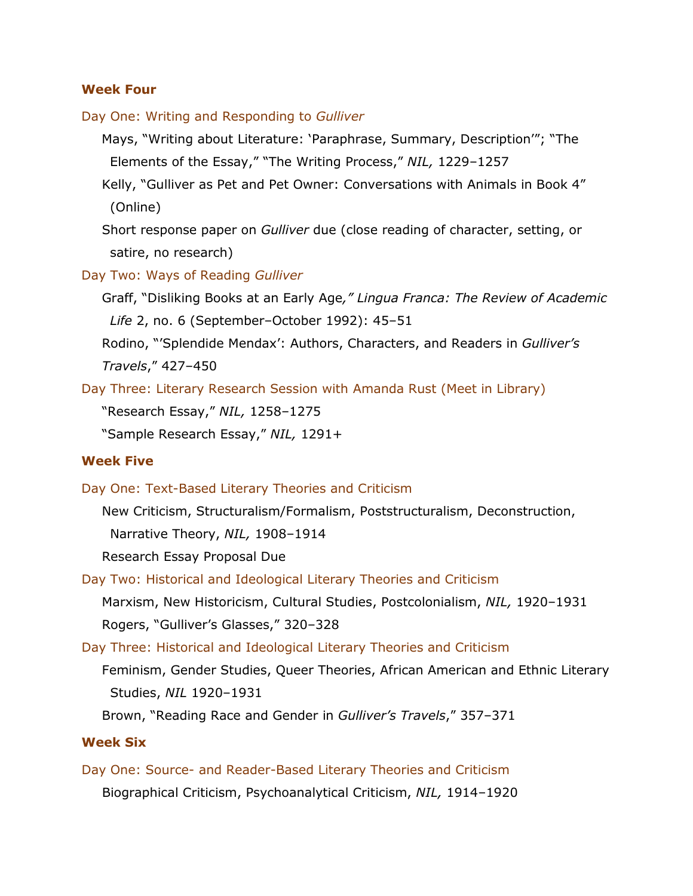### Week Four

#### Day One: Writing and Responding to *Gulliver*

Mays, "Writing about Literature: 'Paraphrase, Summary, Description'"; "The Elements of the Essay," "The Writing Process," *NIL,* 1229–1257

Kelly, "Gulliver as Pet and Pet Owner: Conversations with Animals in Book 4" (Online)

Short response paper on *Gulliver* due (close reading of character, setting, or satire, no research)

#### Day Two: Ways of Reading *Gulliver*

Graff, "Disliking Books at an Early Age*," Lingua Franca: The Review of Academic Life* 2, no. 6 (September–October 1992): 45–51

Rodino, "'Splendide Mendax': Authors, Characters, and Readers in *Gulliver's Travels*," 427–450

#### Day Three: Literary Research Session with Amanda Rust (Meet in Library)

"Research Essay," *NIL,* 1258–1275

"Sample Research Essay," *NIL,* 1291+

### Week Five

#### Day One: Text-Based Literary Theories and Criticism

New Criticism, Structuralism/Formalism, Poststructuralism, Deconstruction, Narrative Theory, *NIL,* 1908–1914

Research Essay Proposal Due

#### Day Two: Historical and Ideological Literary Theories and Criticism

Marxism, New Historicism, Cultural Studies, Postcolonialism, *NIL,* 1920–1931

Rogers, "Gulliver's Glasses," 320–328

#### Day Three: Historical and Ideological Literary Theories and Criticism

Feminism, Gender Studies, Queer Theories, African American and Ethnic Literary Studies, *NIL* 1920–1931

Brown, "Reading Race and Gender in *Gulliver's Travels*," 357–371

### Week Six

#### Day One: Source- and Reader-Based Literary Theories and Criticism

Biographical Criticism, Psychoanalytical Criticism, *NIL,* 1914–1920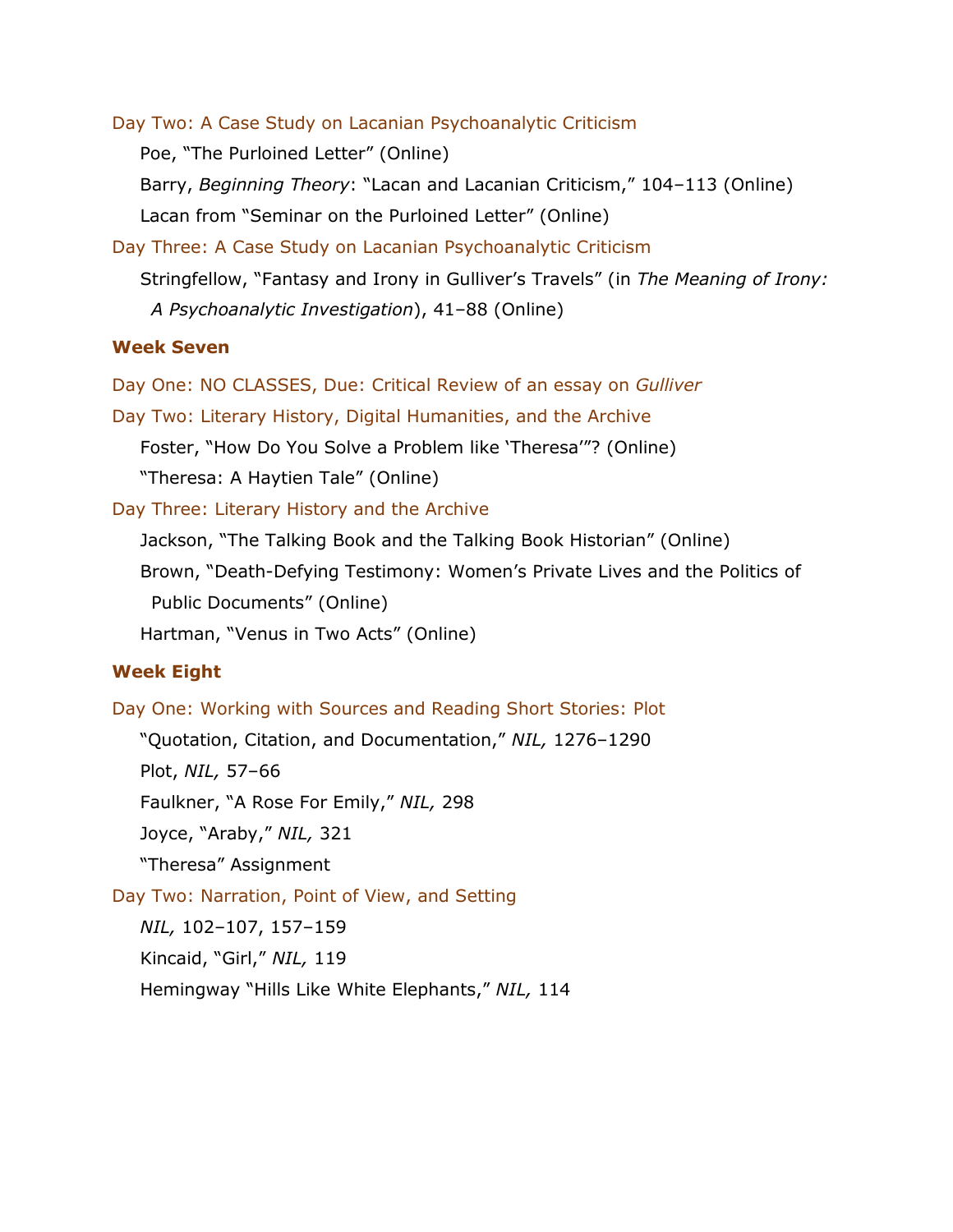Day Two: A Case Study on Lacanian Psychoanalytic Criticism

Poe, "The Purloined Letter" (Online)

Barry, *Beginning Theory*: "Lacan and Lacanian Criticism," 104–113 (Online)

Lacan from "Seminar on the Purloined Letter" (Online)

Day Three: A Case Study on Lacanian Psychoanalytic Criticism

Stringfellow, "Fantasy and Irony in Gulliver's Travels" (in *The Meaning of Irony: A Psychoanalytic Investigation*), 41–88 (Online)

**Week Seven**

Day One: NO CLASSES, Due: Critical Review of an essay on *Gulliver*

Day Two: Literary History, Digital Humanities, and the Archive

Foster, "How Do You Solve a Problem like 'Theresa'"? (Online)

"Theresa: A Haytien Tale" (Online)

Day Three: Literary History and the Archive

Jackson, "The Talking Book and the Talking Book Historian" (Online)

Brown, "Death-Defying Testimony: Women's Private Lives and the Politics of Public Documents" (Online)

Hartman, "Venus in Two Acts" (Online)

**Week Eight**

Day One: Working with Sources and Reading Short Stories: Plot

"Quotation, Citation, and Documentation," *NIL,* 1276–1290

Plot, *NIL,* 57–66

Faulkner, "A Rose For Emily," *NIL,* 298

Joyce, "Araby," *NIL,* 321

"Theresa" Assignment

Day Two: Narration, Point of View, and Setting

*NIL,* 102–107, 157–159

Kincaid, "Girl," *NIL,* 119

Hemingway "Hills Like White Elephants," *NIL,* 114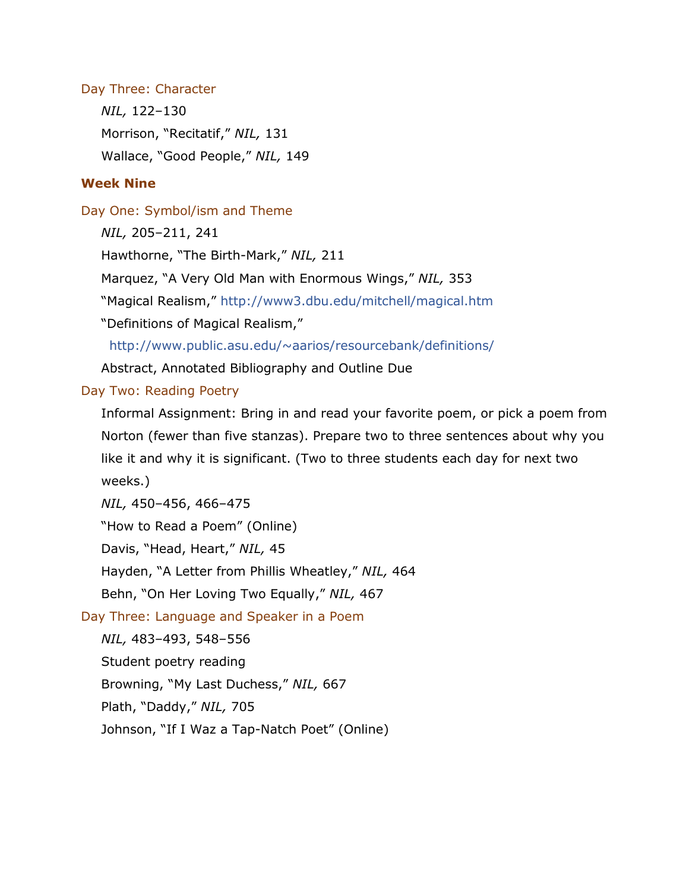### Day Three: Character

*NIL,* 122–130

Morrison, "Recitatif," *NIL,* 131

Wallace, "Good People," *NIL,* 149

## Week Nine

### Day One: Symbol/ism and Theme

*NIL,* 205–211, 241

Hawthorne, "The Birth-Mark," *NIL,* 211

Marquez, "A Very Old Man with Enormous Wings," *NIL,* 353

"Magical Realism," http://www3.dbu.edu/mitchell/magical.htm

"Definitions of Magical Realism,"
http://www.public.asu.edu/~aarios/resourcebank/definitions/

Abstract, Annotated Bibliography and Outline Due

### Day Two: Reading Poetry

Informal Assignment: Bring in and read your favorite poem, or pick a poem from Norton (fewer than five stanzas). Prepare two to three sentences about why you like it and why it is significant. (Two to three students each day for next two weeks.)

*NIL,* 450–456, 466–475

"How to Read a Poem" (Online)

Davis, "Head, Heart," *NIL,* 45

Hayden, "A Letter from Phillis Wheatley," *NIL,* 464

Behn, "On Her Loving Two Equally," *NIL,* 467

### Day Three: Language and Speaker in a Poem

*NIL,* 483–493, 548–556

Student poetry reading

Browning, "My Last Duchess," *NIL,* 667

Plath, "Daddy," *NIL,* 705

Johnson, "If I Waz a Tap-Natch Poet" (Online)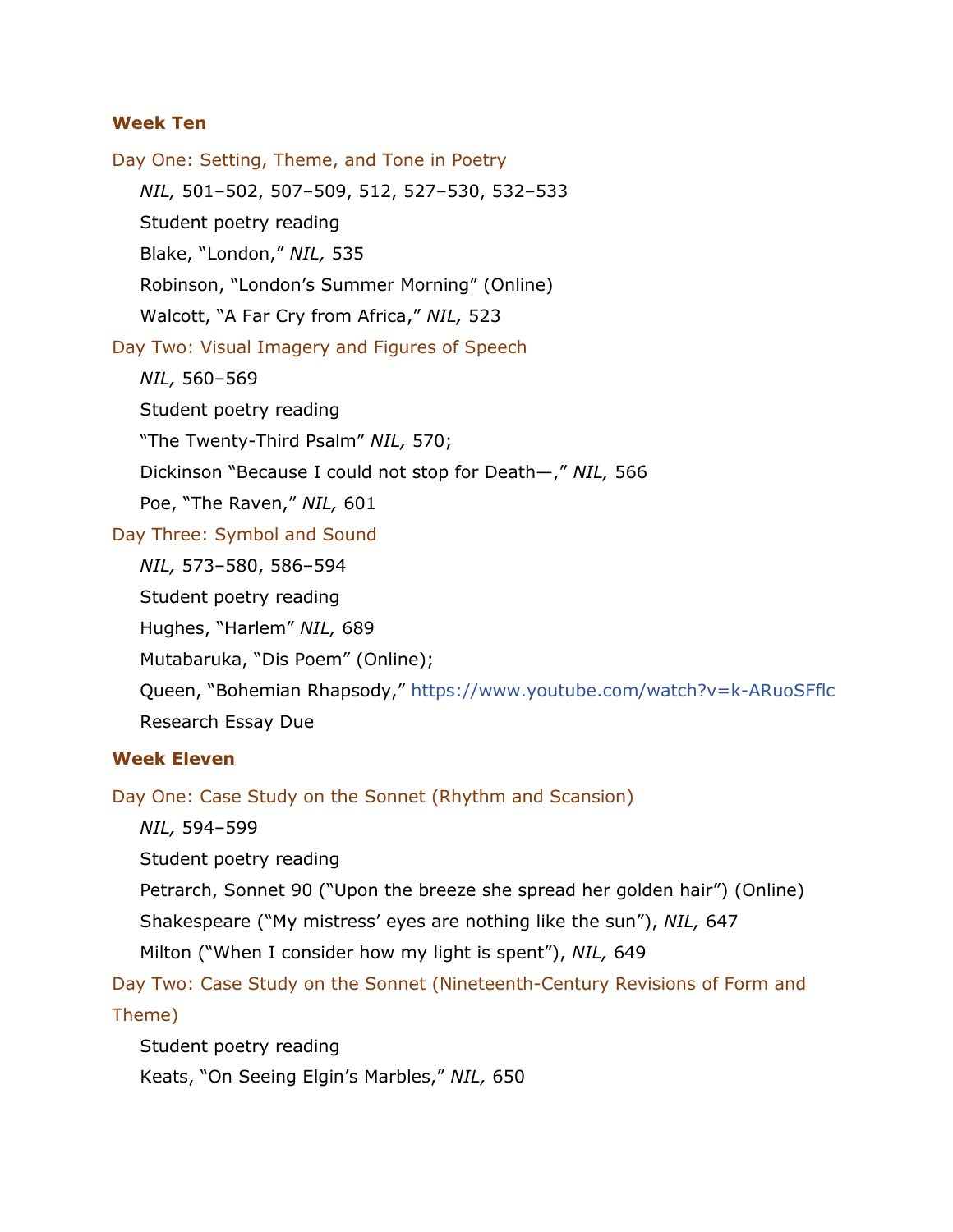### Week Ten

#### Day One: Setting, Theme, and Tone in Poetry

*NIL,* 501–502, 507–509, 512, 527–530, 532–533

Student poetry reading

Blake, "London," *NIL,* 535

Robinson, "London's Summer Morning" (Online)

Walcott, "A Far Cry from Africa," *NIL,* 523

#### Day Two: Visual Imagery and Figures of Speech

*NIL,* 560–569

Student poetry reading

"The Twenty-Third Psalm" *NIL,* 570;

Dickinson "Because I could not stop for Death—," *NIL,* 566

Poe, "The Raven," *NIL,* 601

#### Day Three: Symbol and Sound

*NIL,* 573–580, 586–594

Student poetry reading

Hughes, "Harlem" *NIL,* 689

Mutabaruka, "Dis Poem" (Online);

Queen, "Bohemian Rhapsody," https://www.youtube.com/watch?v=k-ARuoSFflc

Research Essay Due

### Week Eleven

#### Day One: Case Study on the Sonnet (Rhythm and Scansion)

*NIL,* 594–599

Student poetry reading

Petrarch, Sonnet 90 ("Upon the breeze she spread her golden hair") (Online)

Shakespeare ("My mistress' eyes are nothing like the sun"), *NIL,* 647

Milton ("When I consider how my light is spent"), *NIL,* 649

#### Day Two: Case Study on the Sonnet (Nineteenth-Century Revisions of Form and Theme)

Student poetry reading

Keats, "On Seeing Elgin's Marbles," *NIL,* 650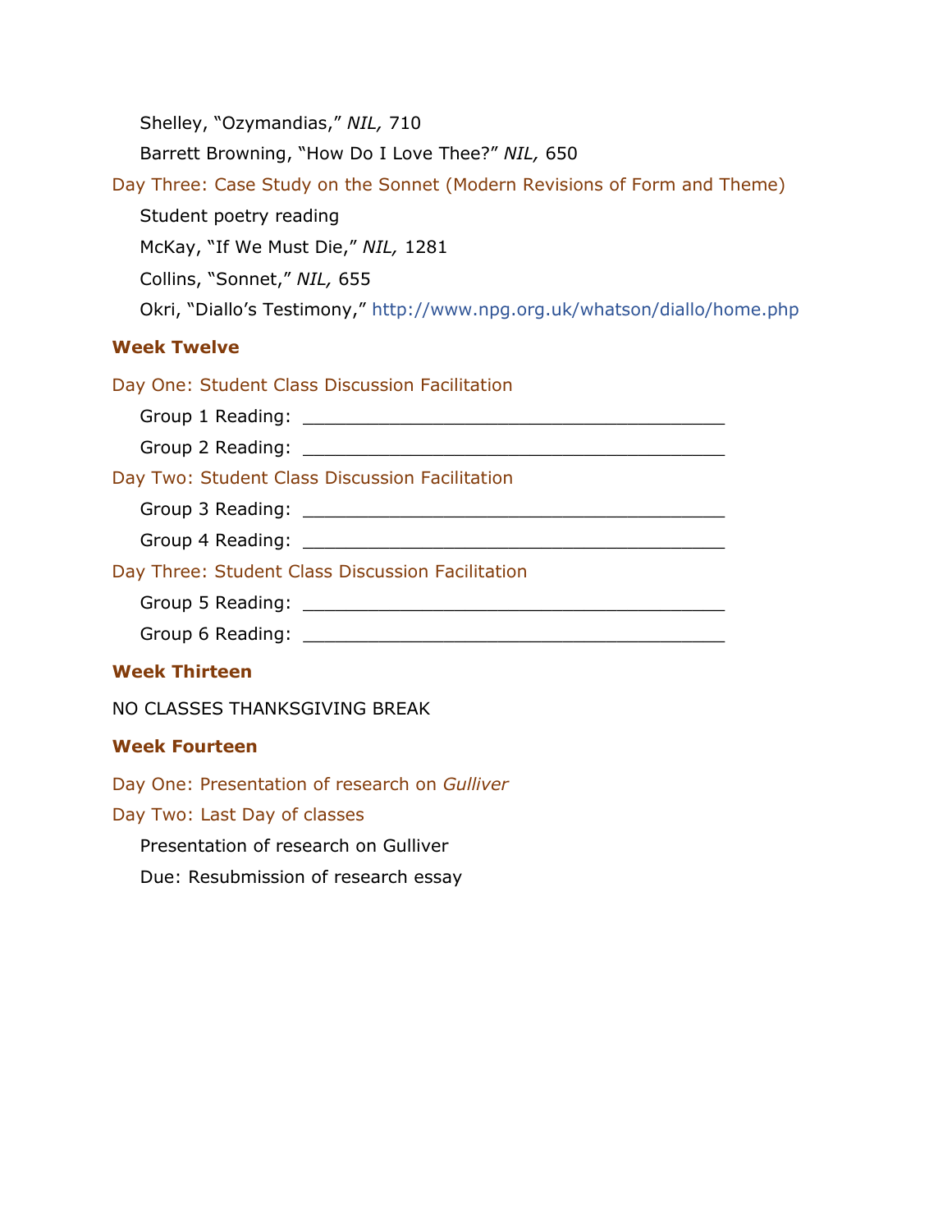Shelley, "Ozymandias," *NIL,* 710

Barrett Browning, "How Do I Love Thee?" *NIL,* 650

Day Three: Case Study on the Sonnet (Modern Revisions of Form and Theme)

Student poetry reading

McKay, "If We Must Die," *NIL,* 1281

Collins, "Sonnet," *NIL,* 655

Okri, "Diallo's Testimony," http://www.npg.org.uk/whatson/diallo/home.php

### Week Twelve

Day One: Student Class Discussion Facilitation

Group 1 Reading: ________________________________________

Group 2 Reading: ________________________________________

Day Two: Student Class Discussion Facilitation

Group 3 Reading: ________________________________________

Group 4 Reading: ________________________________________

Day Three: Student Class Discussion Facilitation

Group 5 Reading: ________________________________________

Group 6 Reading: ________________________________________

### Week Thirteen

NO CLASSES THANKSGIVING BREAK

### Week Fourteen

Day One: Presentation of research on *Gulliver*

Day Two: Last Day of classes

Presentation of research on Gulliver

Due: Resubmission of research essay